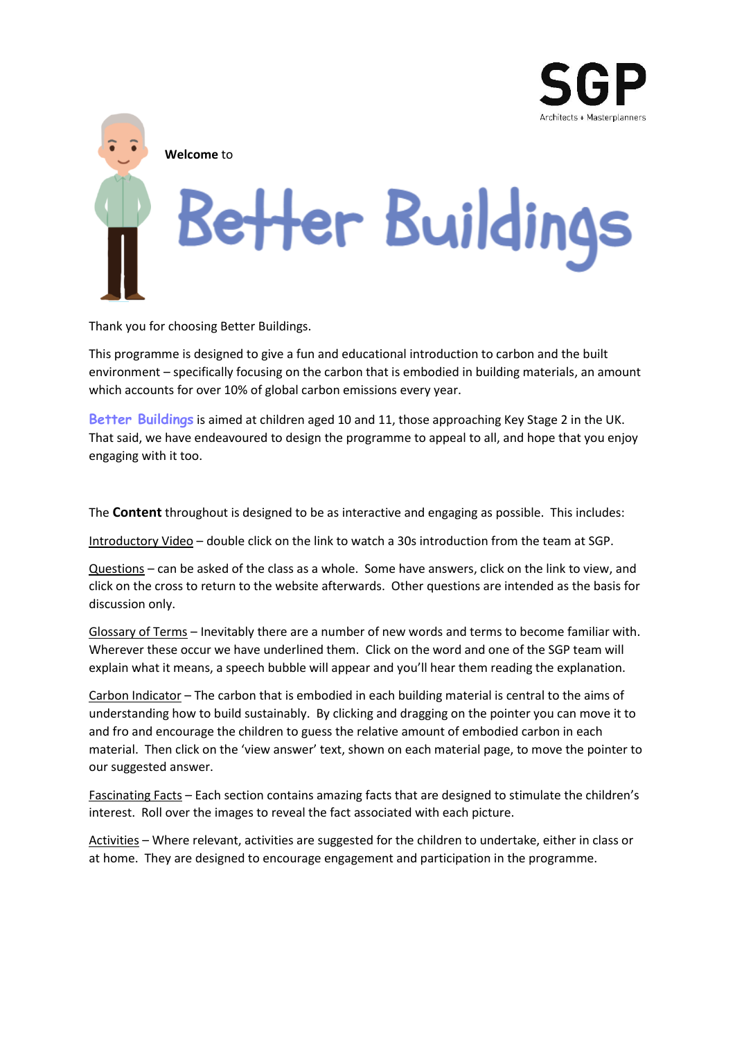**Welcome** to

# Better Buildings

Thank you for choosing Better Buildings.

This programme is designed to give a fun and educational introduction to carbon and the built environment – specifically focusing on the carbon that is embodied in building materials, an amount which accounts for over 10% of global carbon emissions every year.

Better Buildings is aimed at children aged 10 and 11, those approaching Key Stage 2 in the UK. That said, we have endeavoured to design the programme to appeal to all, and hope that you enjoy engaging with it too.

The **Content** throughout is designed to be as interactive and engaging as possible. This includes:

Introductory Video – double click on the link to watch a 30s introduction from the team at SGP.

Questions – can be asked of the class as a whole. Some have answers, click on the link to view, and click on the cross to return to the website afterwards. Other questions are intended as the basis for discussion only.

Glossary of Terms – Inevitably there are a number of new words and terms to become familiar with. Wherever these occur we have underlined them. Click on the word and one of the SGP team will explain what it means, a speech bubble will appear and you'll hear them reading the explanation.

Carbon Indicator – The carbon that is embodied in each building material is central to the aims of understanding how to build sustainably. By clicking and dragging on the pointer you can move it to and fro and encourage the children to guess the relative amount of embodied carbon in each material. Then click on the 'view answer' text, shown on each material page, to move the pointer to our suggested answer.

Fascinating Facts – Each section contains amazing facts that are designed to stimulate the children's interest. Roll over the images to reveal the fact associated with each picture.

Activities – Where relevant, activities are suggested for the children to undertake, either in class or at home. They are designed to encourage engagement and participation in the programme.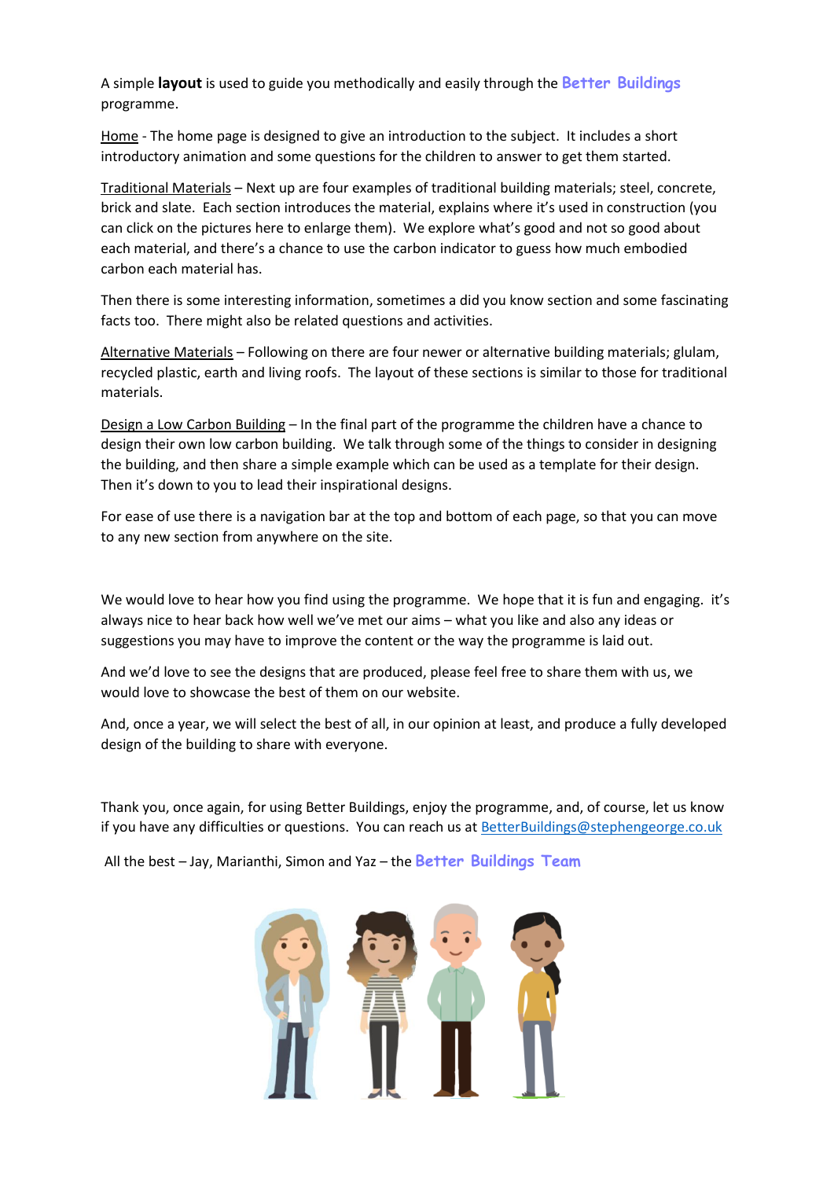A simple **layout** is used to guide you methodically and easily through the **Better Buildings** programme.

Home - The home page is designed to give an introduction to the subject. It includes a short introductory animation and some questions for the children to answer to get them started.

Traditional Materials – Next up are four examples of traditional building materials; steel, concrete, brick and slate. Each section introduces the material, explains where it's used in construction (you can click on the pictures here to enlarge them). We explore what's good and not so good about each material, and there's a chance to use the carbon indicator to guess how much embodied carbon each material has.

Then there is some interesting information, sometimes a did you know section and some fascinating facts too. There might also be related questions and activities.

Alternative Materials – Following on there are four newer or alternative building materials; glulam, recycled plastic, earth and living roofs. The layout of these sections is similar to those for traditional materials.

Design a Low Carbon Building – In the final part of the programme the children have a chance to design their own low carbon building. We talk through some of the things to consider in designing the building, and then share a simple example which can be used as a template for their design. Then it's down to you to lead their inspirational designs.

For ease of use there is a navigation bar at the top and bottom of each page, so that you can move to any new section from anywhere on the site.

We would love to hear how you find using the programme. We hope that it is fun and engaging. it's always nice to hear back how well we've met our aims – what you like and also any ideas or suggestions you may have to improve the content or the way the programme is laid out.

And we'd love to see the designs that are produced, please feel free to share them with us, we would love to showcase the best of them on our website.

And, once a year, we will select the best of all, in our opinion at least, and produce a fully developed design of the building to share with everyone.

Thank you, once again, for using Better Buildings, enjoy the programme, and, of course, let us know if you have any difficulties or questions. You can reach us at BetterBuildings@stephengeorge.co.uk

All the best – Jay, Marianthi, Simon and Yaz – the **Better Buildings Team**